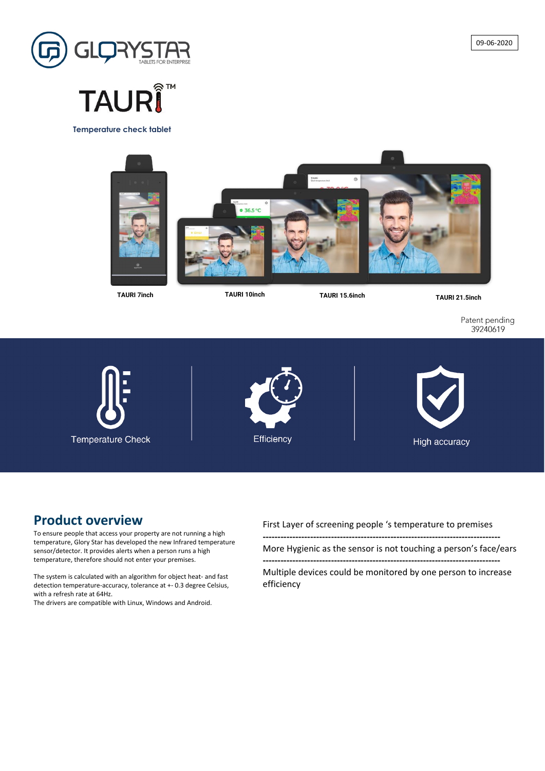GLORYSTAR
TABLETS FOR ENTERPRISE

09-06-2020

# TAURI™

**Temperature check tablet**

**TAURI 7inch** **TAURI 10inch** **TAURI 15.6inch** **TAURI 21.5inch**

Patent pending
39240619

Temperature Check

Efficiency

High accuracy

## Product overview

To ensure people that access your property are not running a high temperature, Glory Star has developed the new Infrared temperature sensor/detector. It provides alerts when a person runs a high temperature, therefore should not enter your premises.

The system is calculated with an algorithm for object heat- and fast detection temperature-accuracy, tolerance at +- 0.3 degree Celsius, with a refresh rate at 64Hz.
The drivers are compatible with Linux, Windows and Android.

First Layer of screening people 's temperature to premises

---

More Hygienic as the sensor is not touching a person's face/ears

---

Multiple devices could be monitored by one person to increase efficiency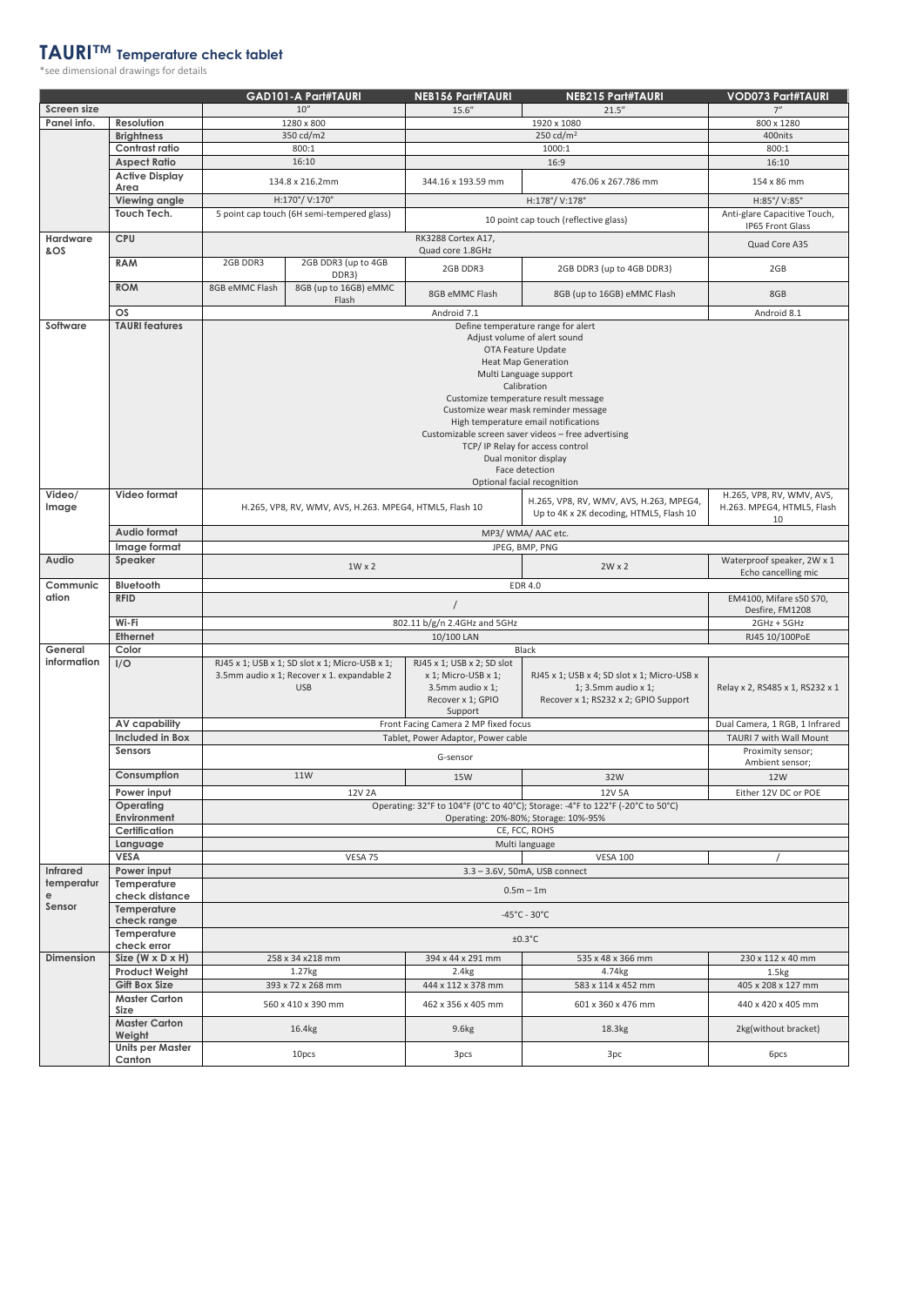# TAURI™ Temperature check tablet

*see dimensional drawings for details

| | | GAD101-A Part#TAURI | | NEB156 Part#TAURI | NEB215 Part#TAURI | VOD073 Part#TAURI |
|---|---|---|---|---|---|---|
| Screen size | | 10" | | 15.6" | 21.5" | 7" |
| Panel info. | Resolution | 1280 x 800 | | 1920 x 1080 | | 800 x 1280 |
| | Brightness | 350 cd/m2 | | 250 cd/m² | | 400nits |
| | Contrast ratio | 800:1 | | 1000:1 | | 800:1 |
| | Aspect Ratio | 16:10 | | 16:9 | | 16:10 |
| | Active Display Area | 134.8 x 216.2mm | | 344.16 x 193.59 mm | 476.06 x 267.786 mm | 154 x 86 mm |
| | Viewing angle | H:170°/ V:170° | | H:178°/ V:178° | | H:85°/ V:85° |
| | Touch Tech. | 5 point cap touch (6H semi-tempered glass) | | 10 point cap touch (reflective glass) | | Anti-glare Capacitive Touch, IP65 Front Glass |
| Hardware &OS | CPU | RK3288 Cortex A17, Quad core 1.8GHz | | | | Quad Core A35 |
| | RAM | 2GB DDR3 | 2GB DDR3 (up to 4GB DDR3) | 2GB DDR3 | 2GB DDR3 (up to 4GB DDR3) | 2GB |
| | ROM | 8GB eMMC Flash | 8GB (up to 16GB) eMMC Flash | 8GB eMMC Flash | 8GB (up to 16GB) eMMC Flash | 8GB |
| | OS | Android 7.1 | | | | Android 8.1 |
| Software | TAURI features | Define temperature range for alert<br>Adjust volume of alert sound<br>OTA Feature Update<br>Heat Map Generation<br>Multi Language support<br>Calibration<br>Customize temperature result message<br>Customize wear mask reminder message<br>High temperature email notifications<br>Customizable screen saver videos – free advertising<br>TCP/ IP Relay for access control<br>Dual monitor display<br>Face detection<br>Optional facial recognition | | | | |
| Video/ Image | Video format | H.265, VP8, RV, WMV, AVS, H.263. MPEG4, HTML5, Flash 10 | | | H.265, VP8, RV, WMV, AVS, H.263, MPEG4, Up to 4K x 2K decoding, HTML5, Flash 10 | H.265, VP8, RV, WMV, AVS, H.263. MPEG4, HTML5, Flash 10 |
| | Audio format | MP3/ WMA/ AAC etc. | | | | |
| | Image format | JPEG, BMP, PNG | | | | |
| Audio | Speaker | 1W x 2 | | | 2W x 2 | Waterproof speaker, 2W x 1 Echo cancelling mic |
| Communication | Bluetooth | EDR 4.0 | | | | |
| | RFID | / | | | | EM4100, Mifare s50 S70, Desfire, FM1208 |
| | Wi-Fi | 802.11 b/g/n 2.4GHz and 5GHz | | | | 2GHz + 5GHz |
| | Ethernet | 10/100 LAN | | | | RJ45 10/100PoE |
| General information | Color | Black | | | | |
| | I/O | RJ45 x 1; USB x 1; SD slot x 1; Micro-USB x 1; 3.5mm audio x 1; Recover x 1. expandable 2 USB | | RJ45 x 1; USB x 2; SD slot x 1; Micro-USB x 1; 3.5mm audio x 1; Recover x 1; GPIO Support | RJ45 x 1; USB x 4; SD slot x 1; Micro-USB x 1; 3.5mm audio x 1; Recover x 1; RS232 x 2; GPIO Support | Relay x 2, RS485 x 1, RS232 x 1 |
| | AV capability | Front Facing Camera 2 MP fixed focus | | | | Dual Camera, 1 RGB, 1 Infrared |
| | Included in Box | Tablet, Power Adaptor, Power cable | | | | TAURI 7 with Wall Mount |
| | Sensors | G-sensor | | | | Proximity sensor; Ambient sensor; |
| | Consumption | 11W | | 15W | 32W | 12W |
| | Power input | 12V 2A | | | 12V 5A | Either 12V DC or POE |
| | Operating Environment | Operating: 32°F to 104°F (0°C to 40°C); Storage: -4°F to 122°F (-20°C to 50°C)<br>Operating: 20%-80%; Storage: 10%-95% | | | | |
| | Certification | CE, FCC, ROHS | | | | |
| | Language | Multi language | | | | |
| | VESA | VESA 75 | | | VESA 100 | / |
| Infrared temperature Sensor | Power input | 3.3 – 3.6V, 50mA, USB connect | | | | |
| | Temperature check distance | 0.5m – 1m | | | | |
| | Temperature check range | -45°C - 30°C | | | | |
| | Temperature check error | ±0.3°C | | | | |
| Dimension | Size (W x D x H) | 258 x 34 x218 mm | | 394 x 44 x 291 mm | 535 x 48 x 366 mm | 230 x 112 x 40 mm |
| | Product Weight | 1.27kg | | 2.4kg | 4.74kg | 1.5kg |
| | Gift Box Size | 393 x 72 x 268 mm | | 444 x 112 x 378 mm | 583 x 114 x 452 mm | 405 x 208 x 127 mm |
| | Master Carton Size | 560 x 410 x 390 mm | | 462 x 356 x 405 mm | 601 x 360 x 476 mm | 440 x 420 x 405 mm |
| | Master Carton Weight | 16.4kg | | 9.6kg | 18.3kg | 2kg(without bracket) |
| | Units per Master Canton | 10pcs | | 3pcs | 3pc | 6pcs |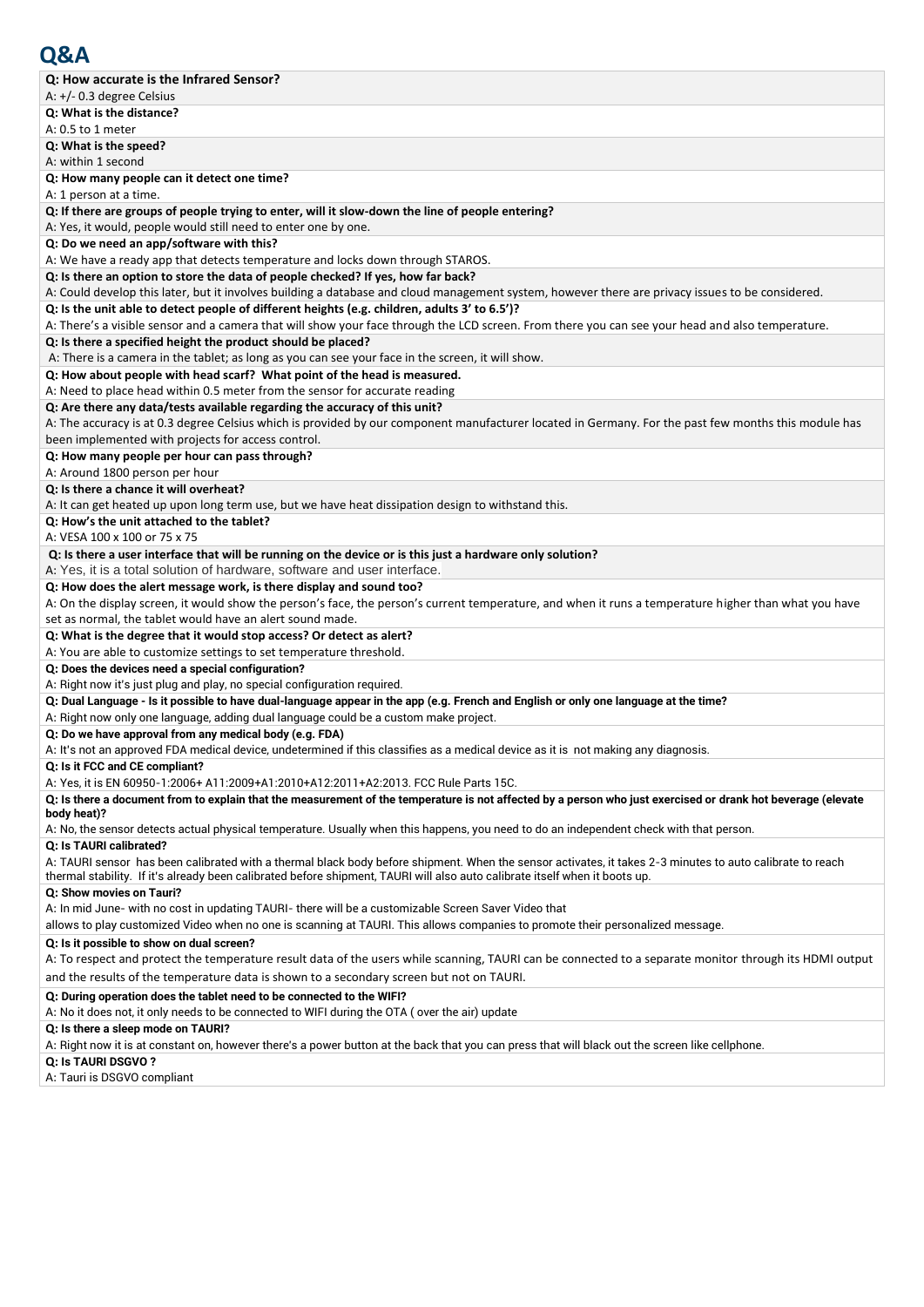# Q&A

**Q: How accurate is the Infrared Sensor?**

A: +/- 0.3 degree Celsius

**Q: What is the distance?**

A: 0.5 to 1 meter

**Q: What is the speed?**

A: within 1 second

**Q: How many people can it detect one time?**

A: 1 person at a time.

**Q: If there are groups of people trying to enter, will it slow-down the line of people entering?**

A: Yes, it would, people would still need to enter one by one.

**Q: Do we need an app/software with this?**

A: We have a ready app that detects temperature and locks down through STAROS.

**Q: Is there an option to store the data of people checked? If yes, how far back?**

A: Could develop this later, but it involves building a database and cloud management system, however there are privacy issues to be considered.

**Q: Is the unit able to detect people of different heights (e.g. children, adults 3' to 6.5')?**

A: There's a visible sensor and a camera that will show your face through the LCD screen. From there you can see your head and also temperature.

**Q: Is there a specified height the product should be placed?**

A: There is a camera in the tablet; as long as you can see your face in the screen, it will show.

**Q: How about people with head scarf? What point of the head is measured.**

A: Need to place head within 0.5 meter from the sensor for accurate reading

**Q: Are there any data/tests available regarding the accuracy of this unit?**

A: The accuracy is at 0.3 degree Celsius which is provided by our component manufacturer located in Germany. For the past few months this module has been implemented with projects for access control.

**Q: How many people per hour can pass through?**

A: Around 1800 person per hour

**Q: Is there a chance it will overheat?**

A: It can get heated up upon long term use, but we have heat dissipation design to withstand this.

**Q: How's the unit attached to the tablet?**

A: VESA 100 x 100 or 75 x 75

**Q: Is there a user interface that will be running on the device or is this just a hardware only solution?**

A: Yes, it is a total solution of hardware, software and user interface.

**Q: How does the alert message work, is there display and sound too?**

A: On the display screen, it would show the person's face, the person's current temperature, and when it runs a temperature higher than what you have set as normal, the tablet would have an alert sound made.

**Q: What is the degree that it would stop access? Or detect as alert?**

A: You are able to customize settings to set temperature threshold.

**Q: Does the devices need a special configuration?**

A: Right now it's just plug and play, no special configuration required.

**Q: Dual Language - Is it possible to have dual-language appear in the app (e.g. French and English or only one language at the time?**

A: Right now only one language, adding dual language could be a custom make project.

**Q: Do we have approval from any medical body (e.g. FDA)**

A: It's not an approved FDA medical device, undetermined if this classifies as a medical device as it is not making any diagnosis.

**Q: Is it FCC and CE compliant?**

A: Yes, it is EN 60950-1:2006+ A11:2009+A1:2010+A12:2011+A2:2013. FCC Rule Parts 15C.

**Q: Is there a document from to explain that the measurement of the temperature is not affected by a person who just exercised or drank hot beverage (elevate body heat)?**

A: No, the sensor detects actual physical temperature. Usually when this happens, you need to do an independent check with that person.

**Q: Is TAURI calibrated?**

A: TAURI sensor has been calibrated with a thermal black body before shipment. When the sensor activates, it takes 2-3 minutes to auto calibrate to reach thermal stability. If it's already been calibrated before shipment, TAURI will also auto calibrate itself when it boots up.

**Q: Show movies on Tauri?**

A: In mid June- with no cost in updating TAURI- there will be a customizable Screen Saver Video that allows to play customized Video when no one is scanning at TAURI. This allows companies to promote their personalized message.

**Q: Is it possible to show on dual screen?**

A: To respect and protect the temperature result data of the users while scanning, TAURI can be connected to a separate monitor through its HDMI output and the results of the temperature data is shown to a secondary screen but not on TAURI.

**Q: During operation does the tablet need to be connected to the WIFI?**

A: No it does not, it only needs to be connected to WIFI during the OTA ( over the air) update

**Q: Is there a sleep mode on TAURI?**

A: Right now it is at constant on, however there's a power button at the back that you can press that will black out the screen like cellphone.

**Q: Is TAURI DSGVO ?**

A: Tauri is DSGVO compliant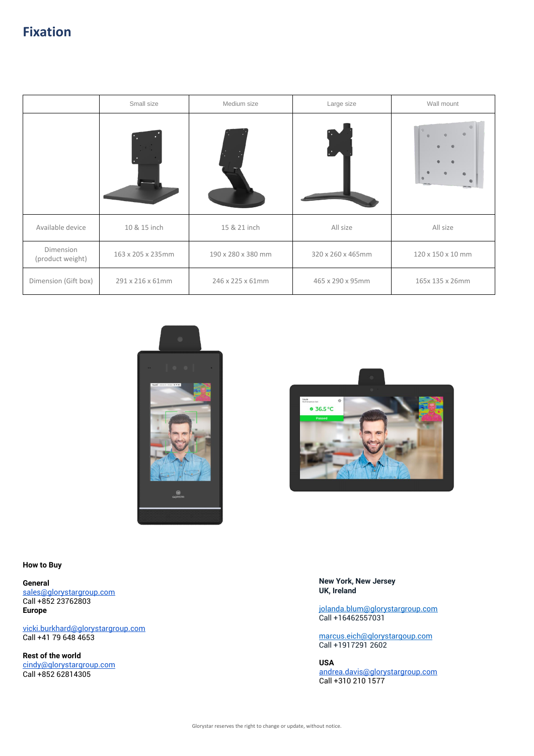# Fixation

| | Small size | Medium size | Large size | Wall mount |
|---|---|---|---|---|
| | | | | |
| Available device | 10 & 15 inch | 15 & 21 inch | All size | All size |
| Dimension (product weight) | 163 x 205 x 235mm | 190 x 280 x 380 mm | 320 x 260 x 465mm | 120 x 150 x 10 mm |
| Dimension (Gift box) | 291 x 216 x 61mm | 246 x 225 x 61mm | 465 x 290 x 95mm | 165x 135 x 26mm |

**How to Buy**

**General**
sales@glorystargroup.com
Call +852 23762803

**Europe**

vicki.burkhard@glorystargroup.com
Call +41 79 648 4653

**Rest of the world**
cindy@glorystargroup.com
Call +852 62814305

**New York, New Jersey**
**UK, Ireland**

jolanda.blum@glorystargroup.com
Call +16462557031

marcus.eich@glorystargoup.com
Call +1917291 2602

**USA**
andrea.davis@glorystargroup.com
Call +310 210 1577

Glorystar reserves the right to change or update, without notice.